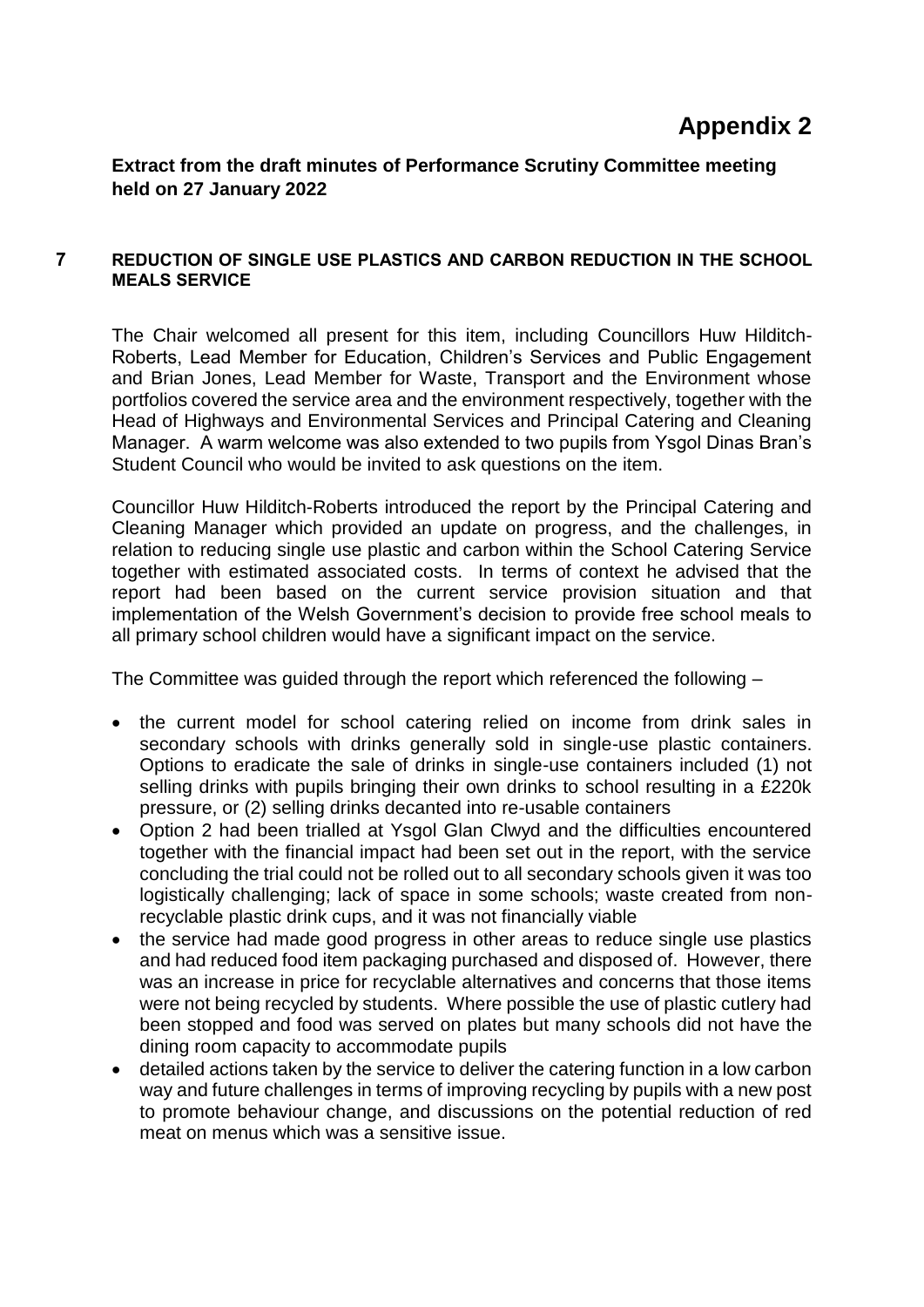# Appendix 2

**Extract from the draft minutes of Performance Scrutiny Committee meeting held on 27 January 2022**

## 7 REDUCTION OF SINGLE USE PLASTICS AND CARBON REDUCTION IN THE SCHOOL MEALS SERVICE

The Chair welcomed all present for this item, including Councillors Huw Hilditch-Roberts, Lead Member for Education, Children's Services and Public Engagement and Brian Jones, Lead Member for Waste, Transport and the Environment whose portfolios covered the service area and the environment respectively, together with the Head of Highways and Environmental Services and Principal Catering and Cleaning Manager. A warm welcome was also extended to two pupils from Ysgol Dinas Bran's Student Council who would be invited to ask questions on the item.

Councillor Huw Hilditch-Roberts introduced the report by the Principal Catering and Cleaning Manager which provided an update on progress, and the challenges, in relation to reducing single use plastic and carbon within the School Catering Service together with estimated associated costs. In terms of context he advised that the report had been based on the current service provision situation and that implementation of the Welsh Government's decision to provide free school meals to all primary school children would have a significant impact on the service.

The Committee was guided through the report which referenced the following –

- the current model for school catering relied on income from drink sales in secondary schools with drinks generally sold in single-use plastic containers. Options to eradicate the sale of drinks in single-use containers included (1) not selling drinks with pupils bringing their own drinks to school resulting in a £220k pressure, or (2) selling drinks decanted into re-usable containers
- Option 2 had been trialled at Ysgol Glan Clwyd and the difficulties encountered together with the financial impact had been set out in the report, with the service concluding the trial could not be rolled out to all secondary schools given it was too logistically challenging; lack of space in some schools; waste created from non-recyclable plastic drink cups, and it was not financially viable
- the service had made good progress in other areas to reduce single use plastics and had reduced food item packaging purchased and disposed of. However, there was an increase in price for recyclable alternatives and concerns that those items were not being recycled by students. Where possible the use of plastic cutlery had been stopped and food was served on plates but many schools did not have the dining room capacity to accommodate pupils
- detailed actions taken by the service to deliver the catering function in a low carbon way and future challenges in terms of improving recycling by pupils with a new post to promote behaviour change, and discussions on the potential reduction of red meat on menus which was a sensitive issue.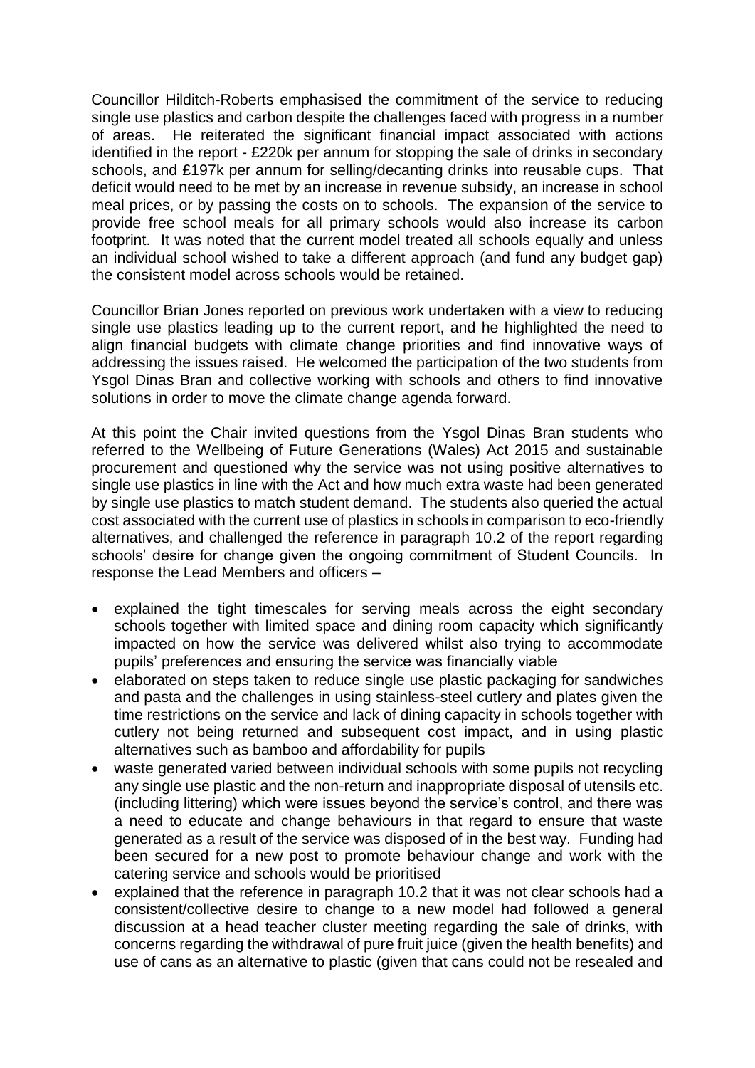Councillor Hilditch-Roberts emphasised the commitment of the service to reducing single use plastics and carbon despite the challenges faced with progress in a number of areas. He reiterated the significant financial impact associated with actions identified in the report - £220k per annum for stopping the sale of drinks in secondary schools, and £197k per annum for selling/decanting drinks into reusable cups. That deficit would need to be met by an increase in revenue subsidy, an increase in school meal prices, or by passing the costs on to schools. The expansion of the service to provide free school meals for all primary schools would also increase its carbon footprint. It was noted that the current model treated all schools equally and unless an individual school wished to take a different approach (and fund any budget gap) the consistent model across schools would be retained.

Councillor Brian Jones reported on previous work undertaken with a view to reducing single use plastics leading up to the current report, and he highlighted the need to align financial budgets with climate change priorities and find innovative ways of addressing the issues raised. He welcomed the participation of the two students from Ysgol Dinas Bran and collective working with schools and others to find innovative solutions in order to move the climate change agenda forward.

At this point the Chair invited questions from the Ysgol Dinas Bran students who referred to the Wellbeing of Future Generations (Wales) Act 2015 and sustainable procurement and questioned why the service was not using positive alternatives to single use plastics in line with the Act and how much extra waste had been generated by single use plastics to match student demand. The students also queried the actual cost associated with the current use of plastics in schools in comparison to eco-friendly alternatives, and challenged the reference in paragraph 10.2 of the report regarding schools' desire for change given the ongoing commitment of Student Councils. In response the Lead Members and officers –

- explained the tight timescales for serving meals across the eight secondary schools together with limited space and dining room capacity which significantly impacted on how the service was delivered whilst also trying to accommodate pupils' preferences and ensuring the service was financially viable
- elaborated on steps taken to reduce single use plastic packaging for sandwiches and pasta and the challenges in using stainless-steel cutlery and plates given the time restrictions on the service and lack of dining capacity in schools together with cutlery not being returned and subsequent cost impact, and in using plastic alternatives such as bamboo and affordability for pupils
- waste generated varied between individual schools with some pupils not recycling any single use plastic and the non-return and inappropriate disposal of utensils etc. (including littering) which were issues beyond the service's control, and there was a need to educate and change behaviours in that regard to ensure that waste generated as a result of the service was disposed of in the best way. Funding had been secured for a new post to promote behaviour change and work with the catering service and schools would be prioritised
- explained that the reference in paragraph 10.2 that it was not clear schools had a consistent/collective desire to change to a new model had followed a general discussion at a head teacher cluster meeting regarding the sale of drinks, with concerns regarding the withdrawal of pure fruit juice (given the health benefits) and use of cans as an alternative to plastic (given that cans could not be resealed and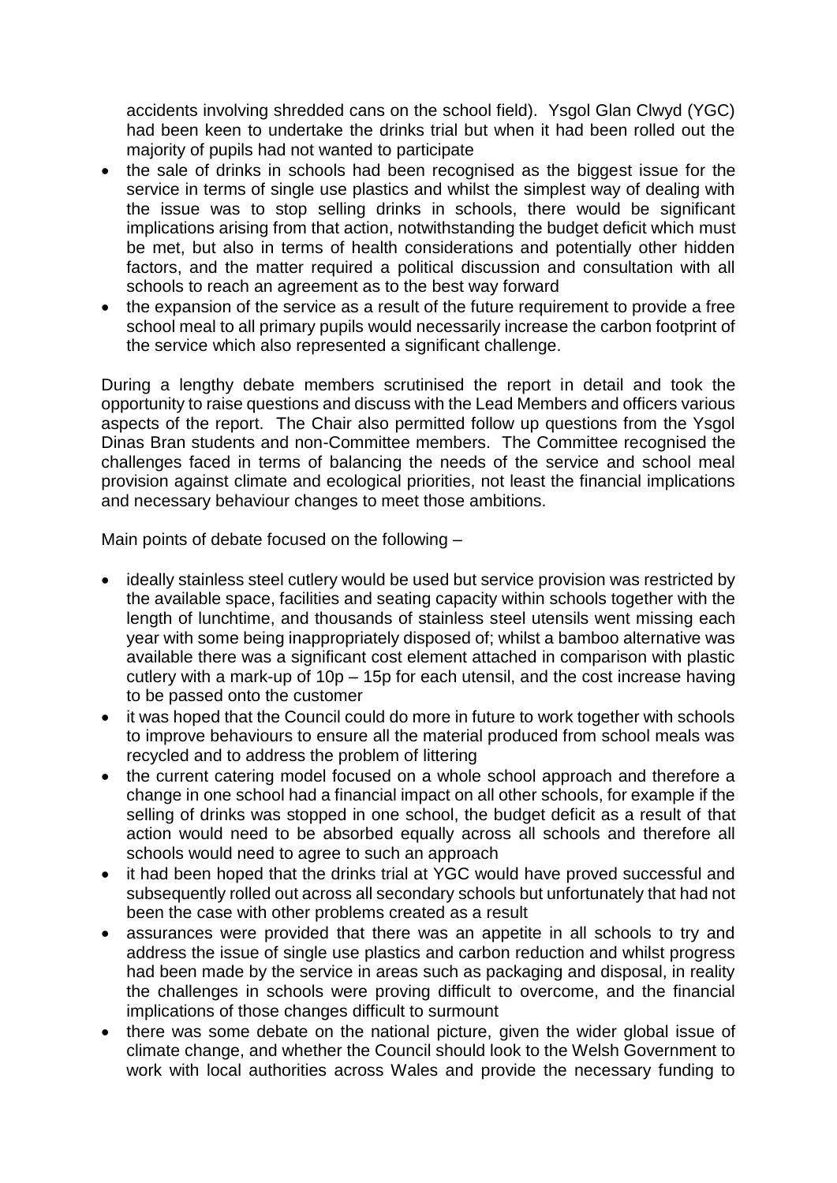accidents involving shredded cans on the school field). Ysgol Glan Clwyd (YGC) had been keen to undertake the drinks trial but when it had been rolled out the majority of pupils had not wanted to participate

- the sale of drinks in schools had been recognised as the biggest issue for the service in terms of single use plastics and whilst the simplest way of dealing with the issue was to stop selling drinks in schools, there would be significant implications arising from that action, notwithstanding the budget deficit which must be met, but also in terms of health considerations and potentially other hidden factors, and the matter required a political discussion and consultation with all schools to reach an agreement as to the best way forward
- the expansion of the service as a result of the future requirement to provide a free school meal to all primary pupils would necessarily increase the carbon footprint of the service which also represented a significant challenge.

During a lengthy debate members scrutinised the report in detail and took the opportunity to raise questions and discuss with the Lead Members and officers various aspects of the report. The Chair also permitted follow up questions from the Ysgol Dinas Bran students and non-Committee members. The Committee recognised the challenges faced in terms of balancing the needs of the service and school meal provision against climate and ecological priorities, not least the financial implications and necessary behaviour changes to meet those ambitions.

Main points of debate focused on the following –

- ideally stainless steel cutlery would be used but service provision was restricted by the available space, facilities and seating capacity within schools together with the length of lunchtime, and thousands of stainless steel utensils went missing each year with some being inappropriately disposed of; whilst a bamboo alternative was available there was a significant cost element attached in comparison with plastic cutlery with a mark-up of 10p – 15p for each utensil, and the cost increase having to be passed onto the customer
- it was hoped that the Council could do more in future to work together with schools to improve behaviours to ensure all the material produced from school meals was recycled and to address the problem of littering
- the current catering model focused on a whole school approach and therefore a change in one school had a financial impact on all other schools, for example if the selling of drinks was stopped in one school, the budget deficit as a result of that action would need to be absorbed equally across all schools and therefore all schools would need to agree to such an approach
- it had been hoped that the drinks trial at YGC would have proved successful and subsequently rolled out across all secondary schools but unfortunately that had not been the case with other problems created as a result
- assurances were provided that there was an appetite in all schools to try and address the issue of single use plastics and carbon reduction and whilst progress had been made by the service in areas such as packaging and disposal, in reality the challenges in schools were proving difficult to overcome, and the financial implications of those changes difficult to surmount
- there was some debate on the national picture, given the wider global issue of climate change, and whether the Council should look to the Welsh Government to work with local authorities across Wales and provide the necessary funding to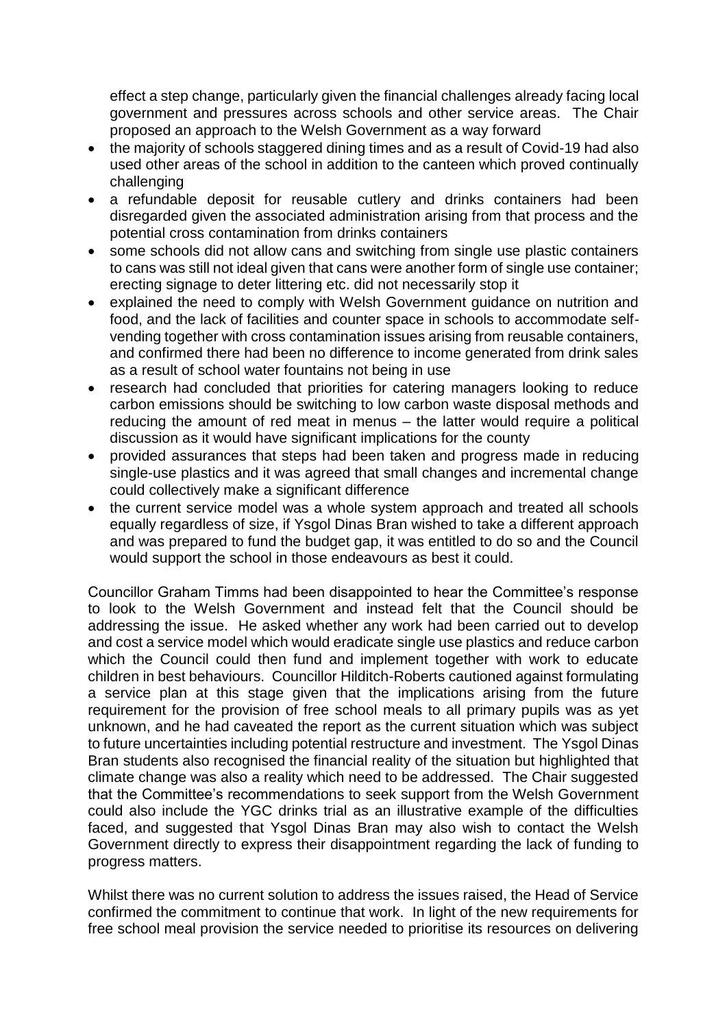effect a step change, particularly given the financial challenges already facing local government and pressures across schools and other service areas. The Chair proposed an approach to the Welsh Government as a way forward

- the majority of schools staggered dining times and as a result of Covid-19 had also used other areas of the school in addition to the canteen which proved continually challenging
- a refundable deposit for reusable cutlery and drinks containers had been disregarded given the associated administration arising from that process and the potential cross contamination from drinks containers
- some schools did not allow cans and switching from single use plastic containers to cans was still not ideal given that cans were another form of single use container; erecting signage to deter littering etc. did not necessarily stop it
- explained the need to comply with Welsh Government guidance on nutrition and food, and the lack of facilities and counter space in schools to accommodate self-vending together with cross contamination issues arising from reusable containers, and confirmed there had been no difference to income generated from drink sales as a result of school water fountains not being in use
- research had concluded that priorities for catering managers looking to reduce carbon emissions should be switching to low carbon waste disposal methods and reducing the amount of red meat in menus – the latter would require a political discussion as it would have significant implications for the county
- provided assurances that steps had been taken and progress made in reducing single-use plastics and it was agreed that small changes and incremental change could collectively make a significant difference
- the current service model was a whole system approach and treated all schools equally regardless of size, if Ysgol Dinas Bran wished to take a different approach and was prepared to fund the budget gap, it was entitled to do so and the Council would support the school in those endeavours as best it could.

Councillor Graham Timms had been disappointed to hear the Committee's response to look to the Welsh Government and instead felt that the Council should be addressing the issue. He asked whether any work had been carried out to develop and cost a service model which would eradicate single use plastics and reduce carbon which the Council could then fund and implement together with work to educate children in best behaviours. Councillor Hilditch-Roberts cautioned against formulating a service plan at this stage given that the implications arising from the future requirement for the provision of free school meals to all primary pupils was as yet unknown, and he had caveated the report as the current situation which was subject to future uncertainties including potential restructure and investment. The Ysgol Dinas Bran students also recognised the financial reality of the situation but highlighted that climate change was also a reality which need to be addressed. The Chair suggested that the Committee's recommendations to seek support from the Welsh Government could also include the YGC drinks trial as an illustrative example of the difficulties faced, and suggested that Ysgol Dinas Bran may also wish to contact the Welsh Government directly to express their disappointment regarding the lack of funding to progress matters.

Whilst there was no current solution to address the issues raised, the Head of Service confirmed the commitment to continue that work. In light of the new requirements for free school meal provision the service needed to prioritise its resources on delivering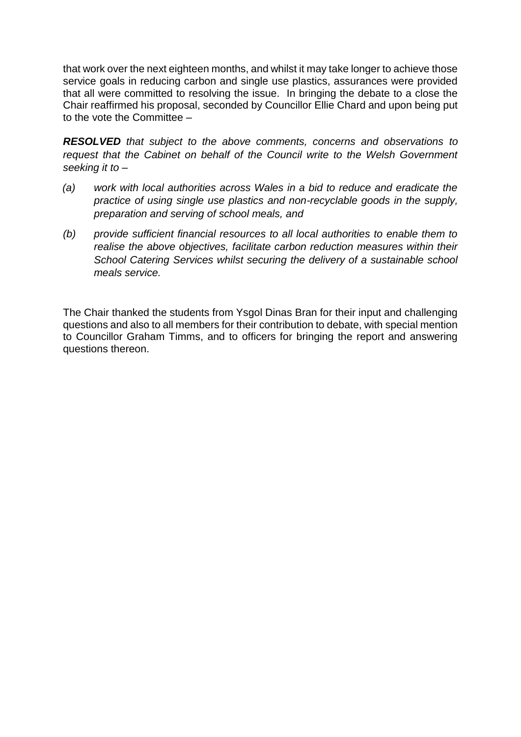that work over the next eighteen months, and whilst it may take longer to achieve those service goals in reducing carbon and single use plastics, assurances were provided that all were committed to resolving the issue. In bringing the debate to a close the Chair reaffirmed his proposal, seconded by Councillor Ellie Chard and upon being put to the vote the Committee –

***RESOLVED*** *that subject to the above comments, concerns and observations to request that the Cabinet on behalf of the Council write to the Welsh Government seeking it to –*

*(a) work with local authorities across Wales in a bid to reduce and eradicate the practice of using single use plastics and non-recyclable goods in the supply, preparation and serving of school meals, and*

*(b) provide sufficient financial resources to all local authorities to enable them to realise the above objectives, facilitate carbon reduction measures within their School Catering Services whilst securing the delivery of a sustainable school meals service.*

The Chair thanked the students from Ysgol Dinas Bran for their input and challenging questions and also to all members for their contribution to debate, with special mention to Councillor Graham Timms, and to officers for bringing the report and answering questions thereon.